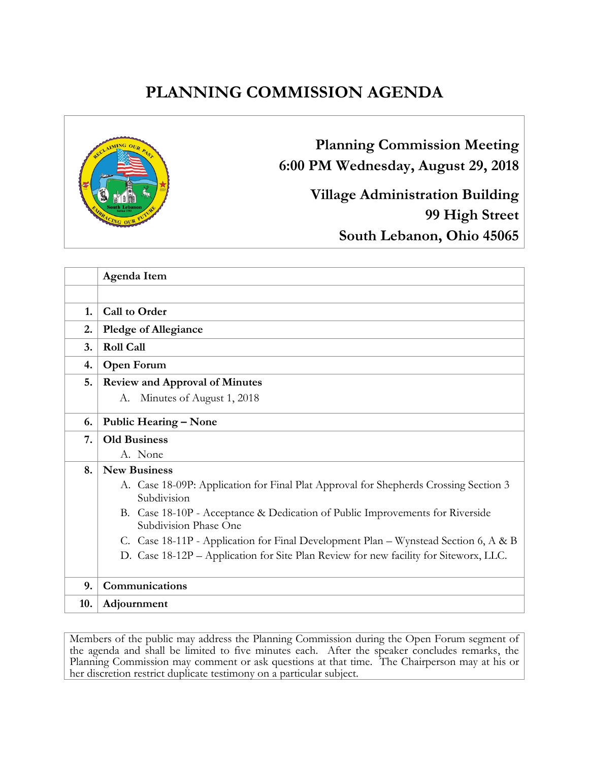# PLANNING COMMISSION AGENDA

**Planning Commission Meeting**
**6:00 PM Wednesday, August 29, 2018**

**Village Administration Building**
**99 High Street**
**South Lebanon, Ohio 45065**

| | Agenda Item |
|---|---|
| | |
| **1.** | **Call to Order** |
| **2.** | **Pledge of Allegiance** |
| **3.** | **Roll Call** |
| **4.** | **Open Forum** |
| **5.** | **Review and Approval of Minutes**<br>A. Minutes of August 1, 2018 |
| **6.** | **Public Hearing – None** |
| **7.** | **Old Business**<br>A. None |
| **8.** | **New Business**<br>A. Case 18-09P: Application for Final Plat Approval for Shepherds Crossing Section 3 Subdivision<br>B. Case 18-10P - Acceptance & Dedication of Public Improvements for Riverside Subdivision Phase One<br>C. Case 18-11P - Application for Final Development Plan – Wynstead Section 6, A & B<br>D. Case 18-12P – Application for Site Plan Review for new facility for Siteworx, LLC. |
| **9.** | **Communications** |
| **10.** | **Adjournment** |

Members of the public may address the Planning Commission during the Open Forum segment of the agenda and shall be limited to five minutes each. After the speaker concludes remarks, the Planning Commission may comment or ask questions at that time. The Chairperson may at his or her discretion restrict duplicate testimony on a particular subject.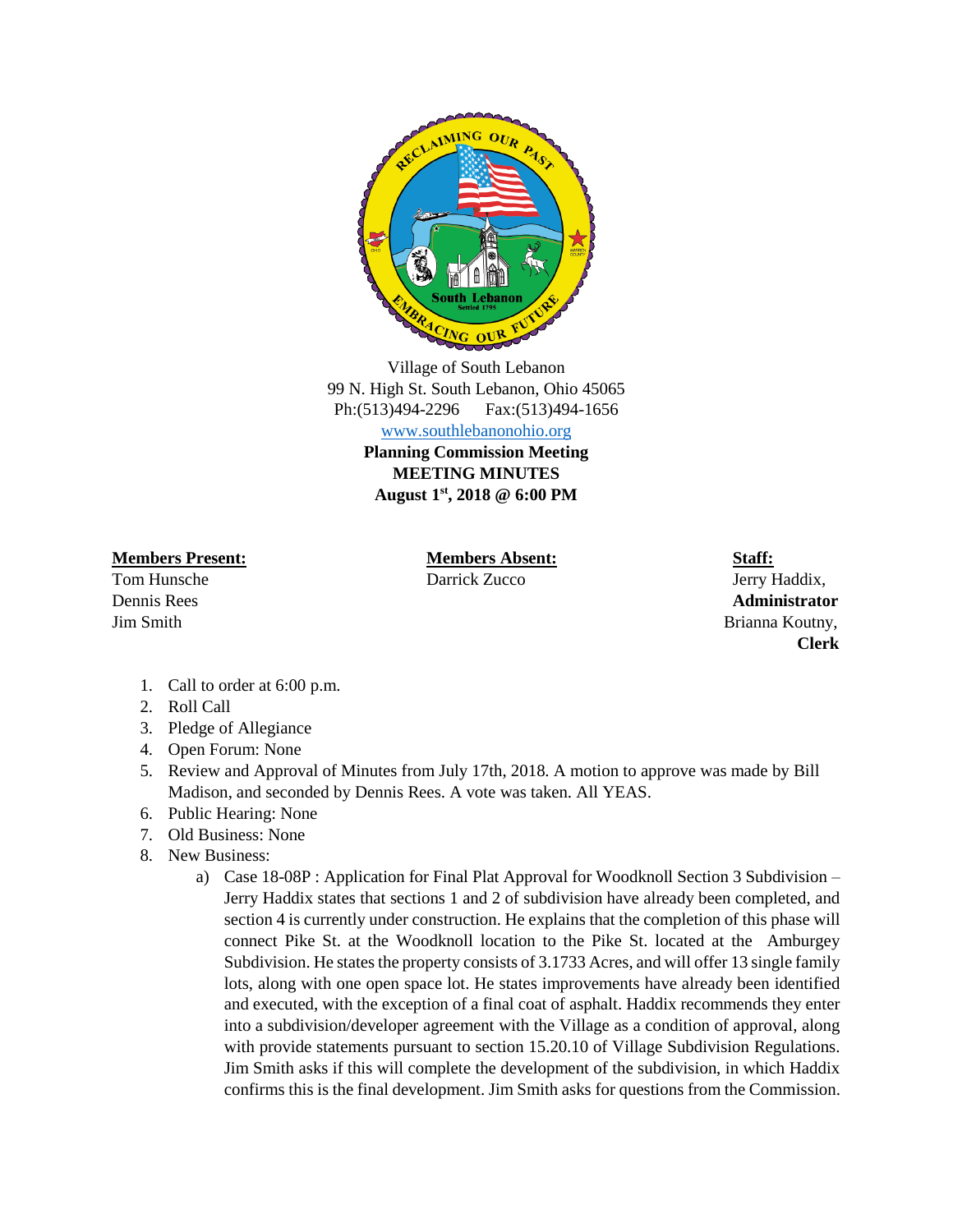Village of South Lebanon
99 N. High St. South Lebanon, Ohio 45065
Ph:(513)494-2296 Fax:(513)494-1656
www.southlebanonohio.org

**Planning Commission Meeting**
**MEETING MINUTES**
**August 1st, 2018 @ 6:00 PM**

| **Members Present:** | **Members Absent:** | **Staff:** |
|---|---|---|
| Tom Hunsche | Darrick Zucco | Jerry Haddix, **Administrator** |
| Dennis Rees | | Brianna Koutny, **Clerk** |
| Jim Smith | | |

1. Call to order at 6:00 p.m.
2. Roll Call
3. Pledge of Allegiance
4. Open Forum: None
5. Review and Approval of Minutes from July 17th, 2018. A motion to approve was made by Bill Madison, and seconded by Dennis Rees. A vote was taken. All YEAS.
6. Public Hearing: None
7. Old Business: None
8. New Business:
   a) Case 18-08P : Application for Final Plat Approval for Woodknoll Section 3 Subdivision – Jerry Haddix states that sections 1 and 2 of subdivision have already been completed, and section 4 is currently under construction. He explains that the completion of this phase will connect Pike St. at the Woodknoll location to the Pike St. located at the Amburgey Subdivision. He states the property consists of 3.1733 Acres, and will offer 13 single family lots, along with one open space lot. He states improvements have already been identified and executed, with the exception of a final coat of asphalt. Haddix recommends they enter into a subdivision/developer agreement with the Village as a condition of approval, along with provide statements pursuant to section 15.20.10 of Village Subdivision Regulations. Jim Smith asks if this will complete the development of the subdivision, in which Haddix confirms this is the final development. Jim Smith asks for questions from the Commission.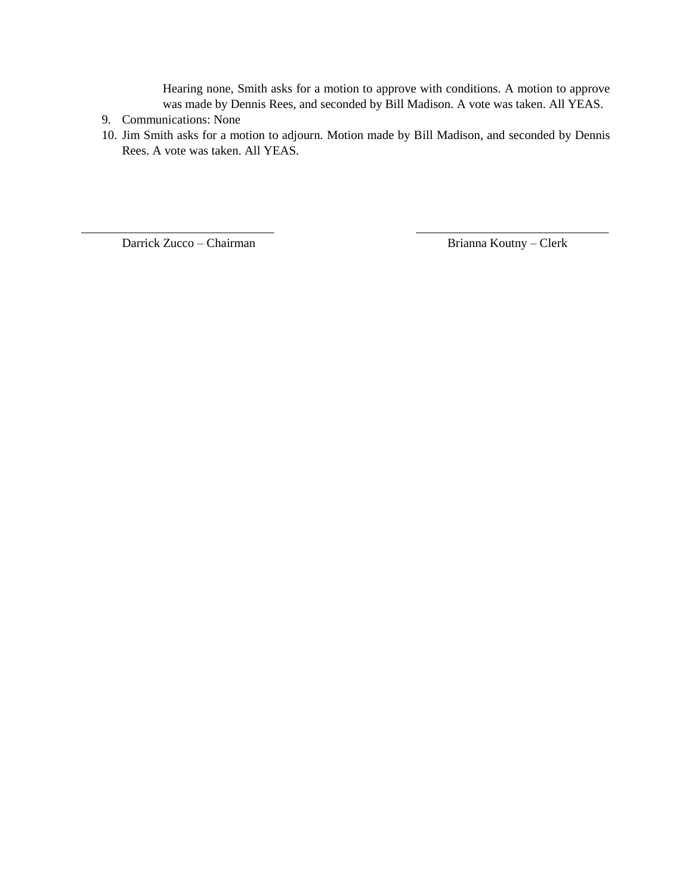Hearing none, Smith asks for a motion to approve with conditions. A motion to approve was made by Dennis Rees, and seconded by Bill Madison. A vote was taken. All YEAS.

9. Communications: None
10. Jim Smith asks for a motion to adjourn. Motion made by Bill Madison, and seconded by Dennis Rees. A vote was taken. All YEAS.

_______________________________ _______________________________

Darrick Zucco – Chairman Brianna Koutny – Clerk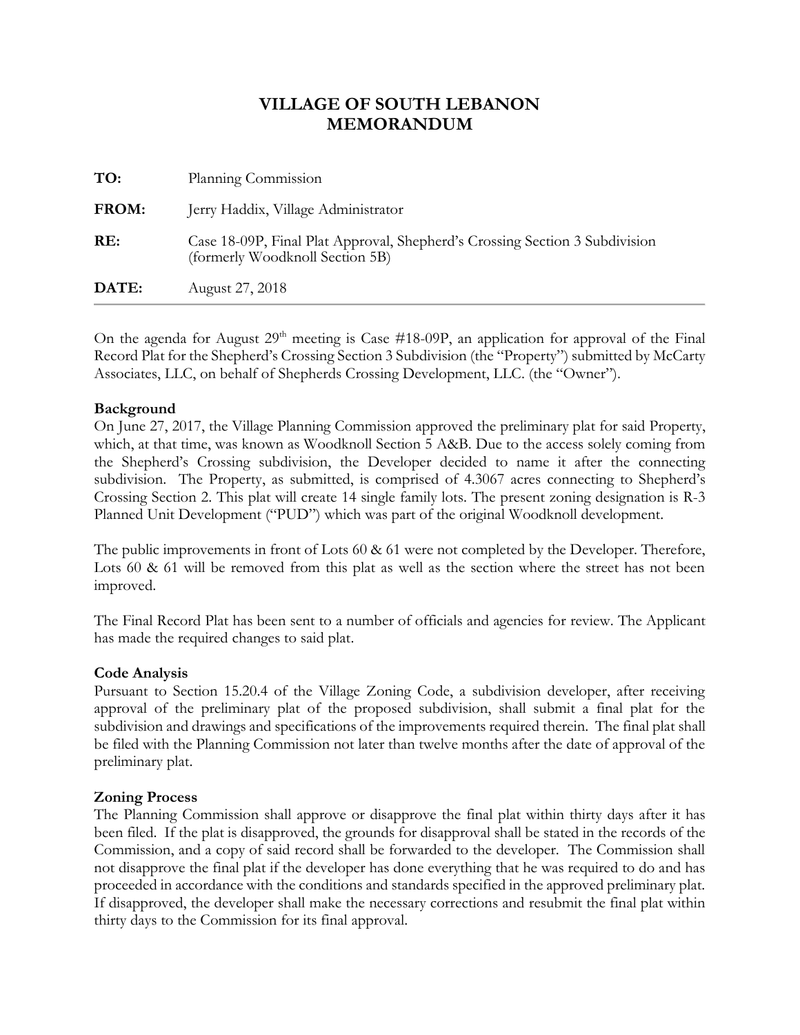# VILLAGE OF SOUTH LEBANON
# MEMORANDUM

| | |
|---|---|
| **TO:** | Planning Commission |
| **FROM:** | Jerry Haddix, Village Administrator |
| **RE:** | Case 18-09P, Final Plat Approval, Shepherd's Crossing Section 3 Subdivision (formerly Woodknoll Section 5B) |
| **DATE:** | August 27, 2018 |

On the agenda for August 29th meeting is Case #18-09P, an application for approval of the Final Record Plat for the Shepherd's Crossing Section 3 Subdivision (the "Property") submitted by McCarty Associates, LLC, on behalf of Shepherds Crossing Development, LLC. (the "Owner").

**Background**

On June 27, 2017, the Village Planning Commission approved the preliminary plat for said Property, which, at that time, was known as Woodknoll Section 5 A&B. Due to the access solely coming from the Shepherd's Crossing subdivision, the Developer decided to name it after the connecting subdivision. The Property, as submitted, is comprised of 4.3067 acres connecting to Shepherd's Crossing Section 2. This plat will create 14 single family lots. The present zoning designation is R-3 Planned Unit Development ("PUD") which was part of the original Woodknoll development.

The public improvements in front of Lots 60 & 61 were not completed by the Developer. Therefore, Lots 60 & 61 will be removed from this plat as well as the section where the street has not been improved.

The Final Record Plat has been sent to a number of officials and agencies for review. The Applicant has made the required changes to said plat.

**Code Analysis**

Pursuant to Section 15.20.4 of the Village Zoning Code, a subdivision developer, after receiving approval of the preliminary plat of the proposed subdivision, shall submit a final plat for the subdivision and drawings and specifications of the improvements required therein. The final plat shall be filed with the Planning Commission not later than twelve months after the date of approval of the preliminary plat.

**Zoning Process**

The Planning Commission shall approve or disapprove the final plat within thirty days after it has been filed. If the plat is disapproved, the grounds for disapproval shall be stated in the records of the Commission, and a copy of said record shall be forwarded to the developer. The Commission shall not disapprove the final plat if the developer has done everything that he was required to do and has proceeded in accordance with the conditions and standards specified in the approved preliminary plat. If disapproved, the developer shall make the necessary corrections and resubmit the final plat within thirty days to the Commission for its final approval.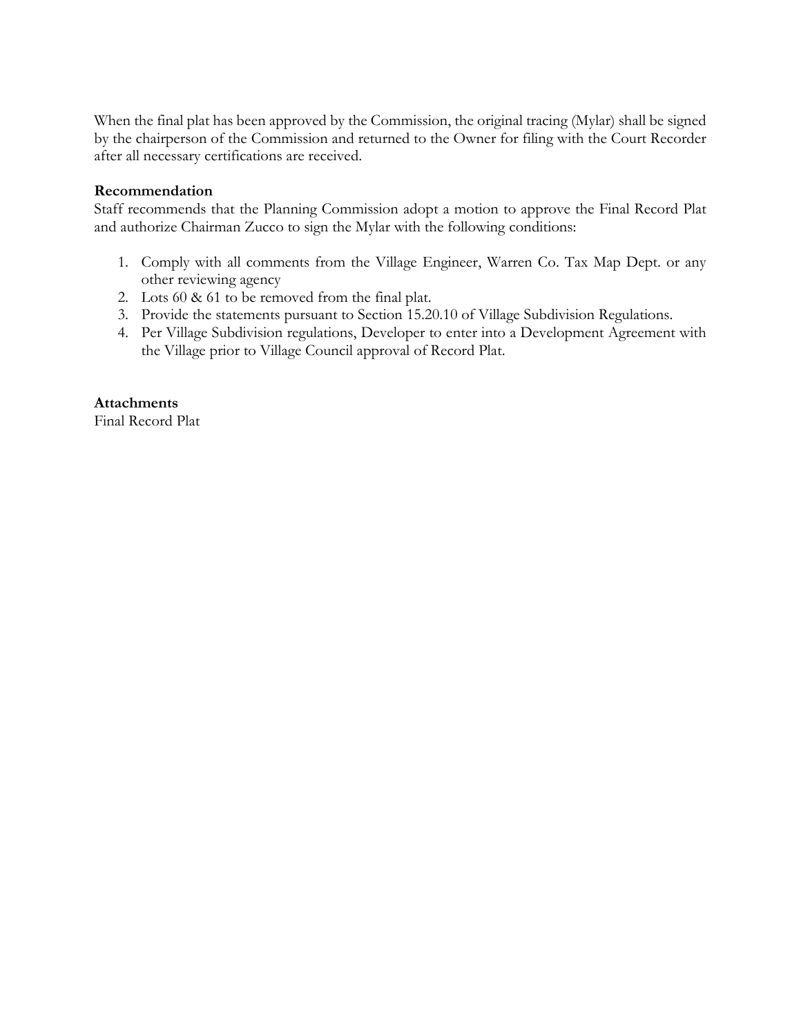When the final plat has been approved by the Commission, the original tracing (Mylar) shall be signed by the chairperson of the Commission and returned to the Owner for filing with the Court Recorder after all necessary certifications are received.

**Recommendation**

Staff recommends that the Planning Commission adopt a motion to approve the Final Record Plat and authorize Chairman Zucco to sign the Mylar with the following conditions:

1. Comply with all comments from the Village Engineer, Warren Co. Tax Map Dept. or any other reviewing agency
2. Lots 60 & 61 to be removed from the final plat.
3. Provide the statements pursuant to Section 15.20.10 of Village Subdivision Regulations.
4. Per Village Subdivision regulations, Developer to enter into a Development Agreement with the Village prior to Village Council approval of Record Plat.

**Attachments**

Final Record Plat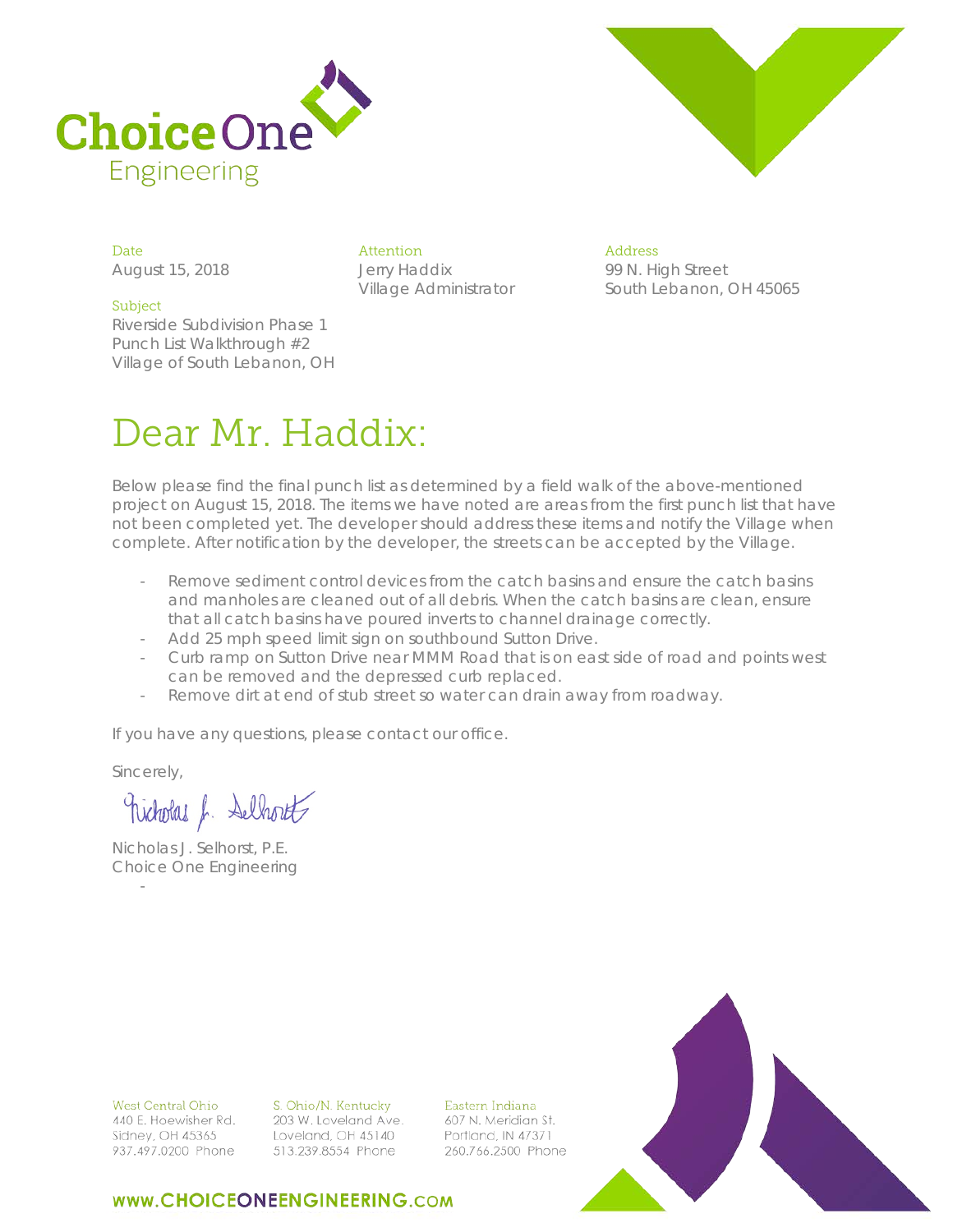Choice One Engineering

Date
August 15, 2018

Attention
Jerry Haddix
Village Administrator

Address
99 N. High Street
South Lebanon, OH 45065

Subject
Riverside Subdivision Phase 1
Punch List Walkthrough #2
Village of South Lebanon, OH

# Dear Mr. Haddix:

Below please find the final punch list as determined by a field walk of the above-mentioned project on August 15, 2018. The items we have noted are areas from the first punch list that have not been completed yet. The developer should address these items and notify the Village when complete. After notification by the developer, the streets can be accepted by the Village.

- Remove sediment control devices from the catch basins and ensure the catch basins and manholes are cleaned out of all debris. When the catch basins are clean, ensure that all catch basins have poured inverts to channel drainage correctly.
- Add 25 mph speed limit sign on southbound Sutton Drive.
- Curb ramp on Sutton Drive near MMM Road that is on east side of road and points west can be removed and the depressed curb replaced.
- Remove dirt at end of stub street so water can drain away from roadway.

If you have any questions, please contact our office.

Sincerely,

Nicholas J. Selhorst

Nicholas J. Selhorst, P.E.
Choice One Engineering

West Central Ohio
440 E. Hoewisher Rd.
Sidney, OH 45365
937.497.0200 Phone

S. Ohio/N. Kentucky
203 W. Loveland Ave.
Loveland, OH 45140
513.239.8554 Phone

Eastern Indiana
607 N. Meridian St.
Portland, IN 47371
260.766.2500 Phone

WWW.CHOICEONEENGINEERING.COM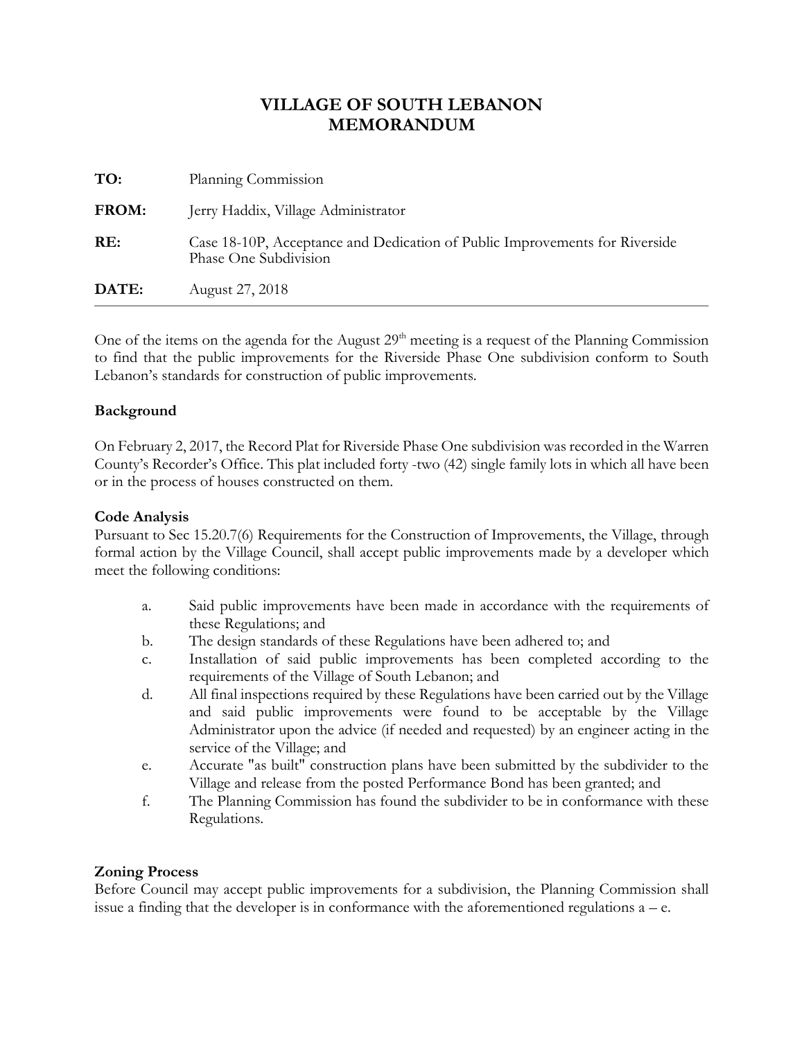# VILLAGE OF SOUTH LEBANON
# MEMORANDUM

**TO:** Planning Commission

**FROM:** Jerry Haddix, Village Administrator

**RE:** Case 18-10P, Acceptance and Dedication of Public Improvements for Riverside Phase One Subdivision

**DATE:** August 27, 2018

---

One of the items on the agenda for the August 29th meeting is a request of the Planning Commission to find that the public improvements for the Riverside Phase One subdivision conform to South Lebanon's standards for construction of public improvements.

**Background**

On February 2, 2017, the Record Plat for Riverside Phase One subdivision was recorded in the Warren County's Recorder's Office. This plat included forty -two (42) single family lots in which all have been or in the process of houses constructed on them.

**Code Analysis**

Pursuant to Sec 15.20.7(6) Requirements for the Construction of Improvements, the Village, through formal action by the Village Council, shall accept public improvements made by a developer which meet the following conditions:

a. Said public improvements have been made in accordance with the requirements of these Regulations; and
b. The design standards of these Regulations have been adhered to; and
c. Installation of said public improvements has been completed according to the requirements of the Village of South Lebanon; and
d. All final inspections required by these Regulations have been carried out by the Village and said public improvements were found to be acceptable by the Village Administrator upon the advice (if needed and requested) by an engineer acting in the service of the Village; and
e. Accurate "as built" construction plans have been submitted by the subdivider to the Village and release from the posted Performance Bond has been granted; and
f. The Planning Commission has found the subdivider to be in conformance with these Regulations.

**Zoning Process**

Before Council may accept public improvements for a subdivision, the Planning Commission shall issue a finding that the developer is in conformance with the aforementioned regulations a – e.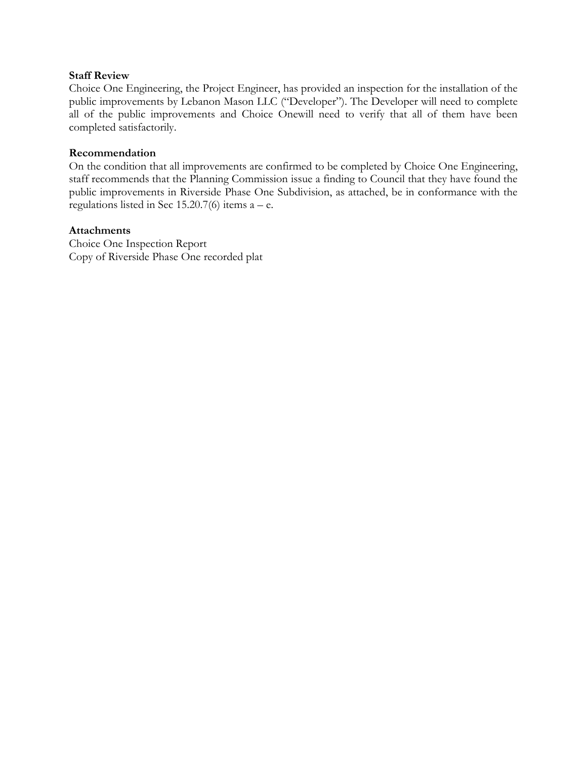**Staff Review**

Choice One Engineering, the Project Engineer, has provided an inspection for the installation of the public improvements by Lebanon Mason LLC ("Developer"). The Developer will need to complete all of the public improvements and Choice Onewill need to verify that all of them have been completed satisfactorily.

**Recommendation**

On the condition that all improvements are confirmed to be completed by Choice One Engineering, staff recommends that the Planning Commission issue a finding to Council that they have found the public improvements in Riverside Phase One Subdivision, as attached, be in conformance with the regulations listed in Sec 15.20.7(6) items a – e.

**Attachments**

Choice One Inspection Report

Copy of Riverside Phase One recorded plat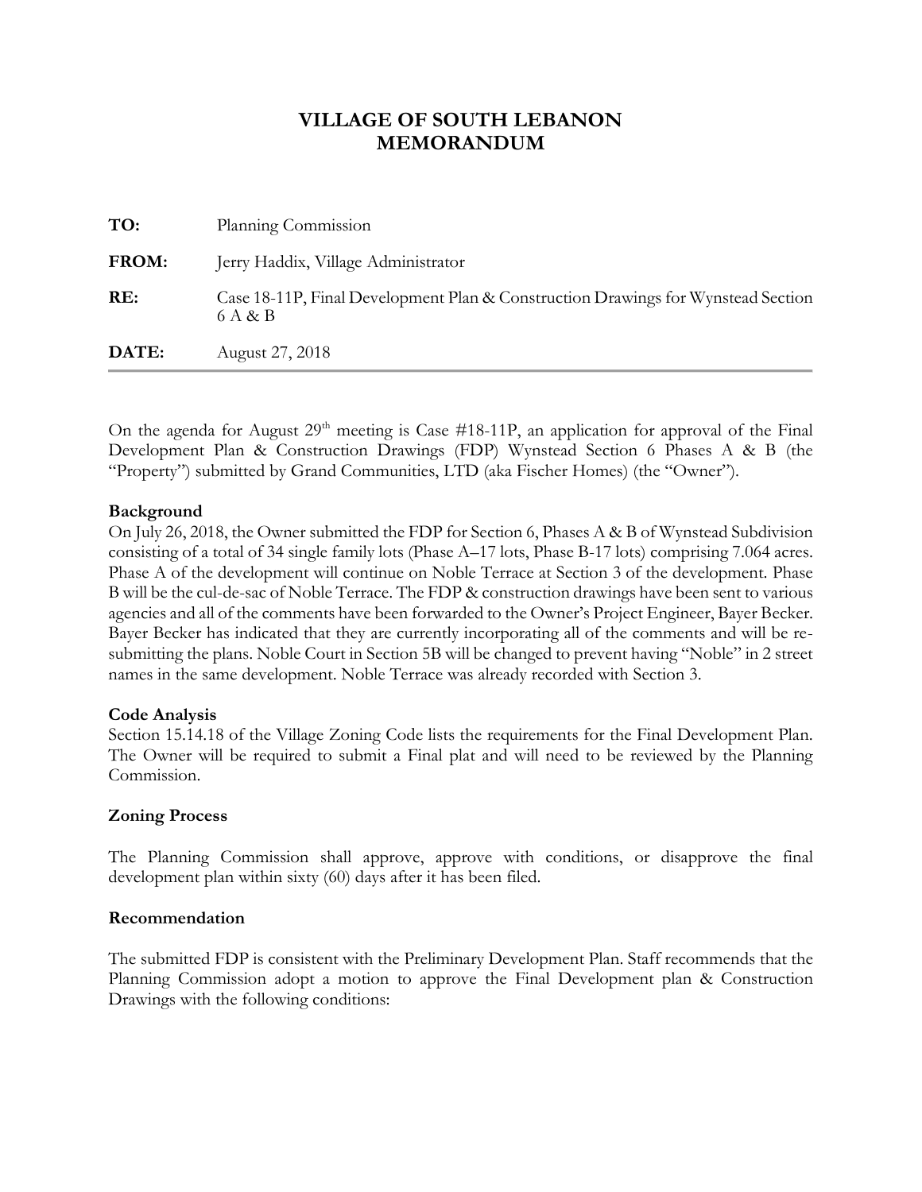# VILLAGE OF SOUTH LEBANON
# MEMORANDUM

| | |
|---|---|
| **TO:** | Planning Commission |
| **FROM:** | Jerry Haddix, Village Administrator |
| **RE:** | Case 18-11P, Final Development Plan & Construction Drawings for Wynstead Section 6 A & B |
| **DATE:** | August 27, 2018 |

On the agenda for August 29th meeting is Case #18-11P, an application for approval of the Final Development Plan & Construction Drawings (FDP) Wynstead Section 6 Phases A & B (the "Property") submitted by Grand Communities, LTD (aka Fischer Homes) (the "Owner").

**Background**

On July 26, 2018, the Owner submitted the FDP for Section 6, Phases A & B of Wynstead Subdivision consisting of a total of 34 single family lots (Phase A–17 lots, Phase B-17 lots) comprising 7.064 acres. Phase A of the development will continue on Noble Terrace at Section 3 of the development. Phase B will be the cul-de-sac of Noble Terrace. The FDP & construction drawings have been sent to various agencies and all of the comments have been forwarded to the Owner's Project Engineer, Bayer Becker. Bayer Becker has indicated that they are currently incorporating all of the comments and will be re-submitting the plans. Noble Court in Section 5B will be changed to prevent having "Noble" in 2 street names in the same development. Noble Terrace was already recorded with Section 3.

**Code Analysis**

Section 15.14.18 of the Village Zoning Code lists the requirements for the Final Development Plan. The Owner will be required to submit a Final plat and will need to be reviewed by the Planning Commission.

**Zoning Process**

The Planning Commission shall approve, approve with conditions, or disapprove the final development plan within sixty (60) days after it has been filed.

**Recommendation**

The submitted FDP is consistent with the Preliminary Development Plan. Staff recommends that the Planning Commission adopt a motion to approve the Final Development plan & Construction Drawings with the following conditions: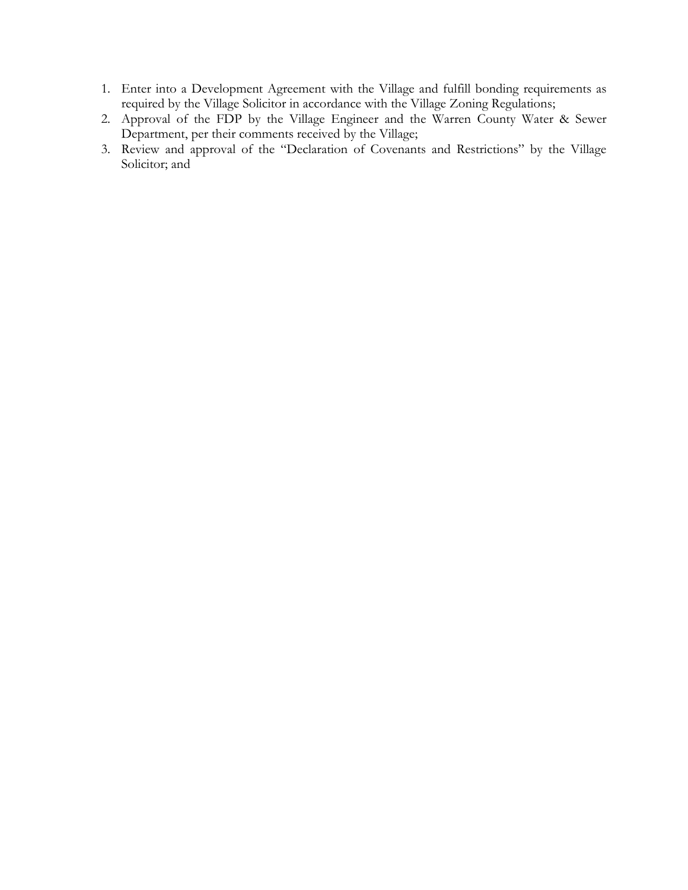1. Enter into a Development Agreement with the Village and fulfill bonding requirements as required by the Village Solicitor in accordance with the Village Zoning Regulations;
2. Approval of the FDP by the Village Engineer and the Warren County Water & Sewer Department, per their comments received by the Village;
3. Review and approval of the "Declaration of Covenants and Restrictions" by the Village Solicitor; and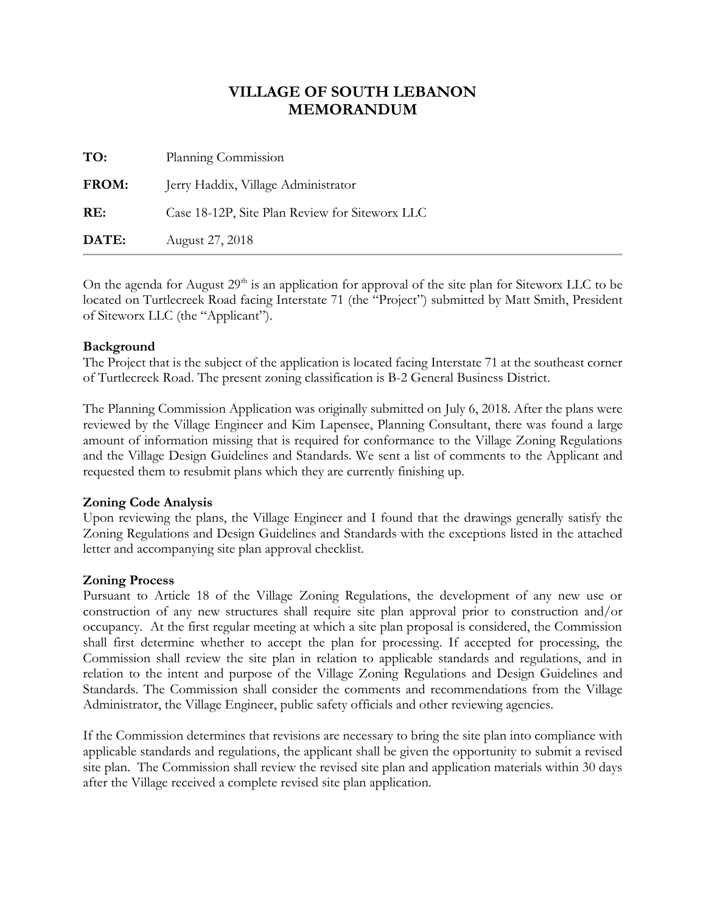# VILLAGE OF SOUTH LEBANON
# MEMORANDUM

**TO:** Planning Commission

**FROM:** Jerry Haddix, Village Administrator

**RE:** Case 18-12P, Site Plan Review for Siteworx LLC

**DATE:** August 27, 2018

---

On the agenda for August 29th is an application for approval of the site plan for Siteworx LLC to be located on Turtlecreek Road facing Interstate 71 (the "Project") submitted by Matt Smith, President of Siteworx LLC (the "Applicant").

**Background**

The Project that is the subject of the application is located facing Interstate 71 at the southeast corner of Turtlecreek Road. The present zoning classification is B-2 General Business District.

The Planning Commission Application was originally submitted on July 6, 2018. After the plans were reviewed by the Village Engineer and Kim Lapensee, Planning Consultant, there was found a large amount of information missing that is required for conformance to the Village Zoning Regulations and the Village Design Guidelines and Standards. We sent a list of comments to the Applicant and requested them to resubmit plans which they are currently finishing up.

**Zoning Code Analysis**

Upon reviewing the plans, the Village Engineer and I found that the drawings generally satisfy the Zoning Regulations and Design Guidelines and Standards with the exceptions listed in the attached letter and accompanying site plan approval checklist.

**Zoning Process**

Pursuant to Article 18 of the Village Zoning Regulations, the development of any new use or construction of any new structures shall require site plan approval prior to construction and/or occupancy. At the first regular meeting at which a site plan proposal is considered, the Commission shall first determine whether to accept the plan for processing. If accepted for processing, the Commission shall review the site plan in relation to applicable standards and regulations, and in relation to the intent and purpose of the Village Zoning Regulations and Design Guidelines and Standards. The Commission shall consider the comments and recommendations from the Village Administrator, the Village Engineer, public safety officials and other reviewing agencies.

If the Commission determines that revisions are necessary to bring the site plan into compliance with applicable standards and regulations, the applicant shall be given the opportunity to submit a revised site plan. The Commission shall review the revised site plan and application materials within 30 days after the Village received a complete revised site plan application.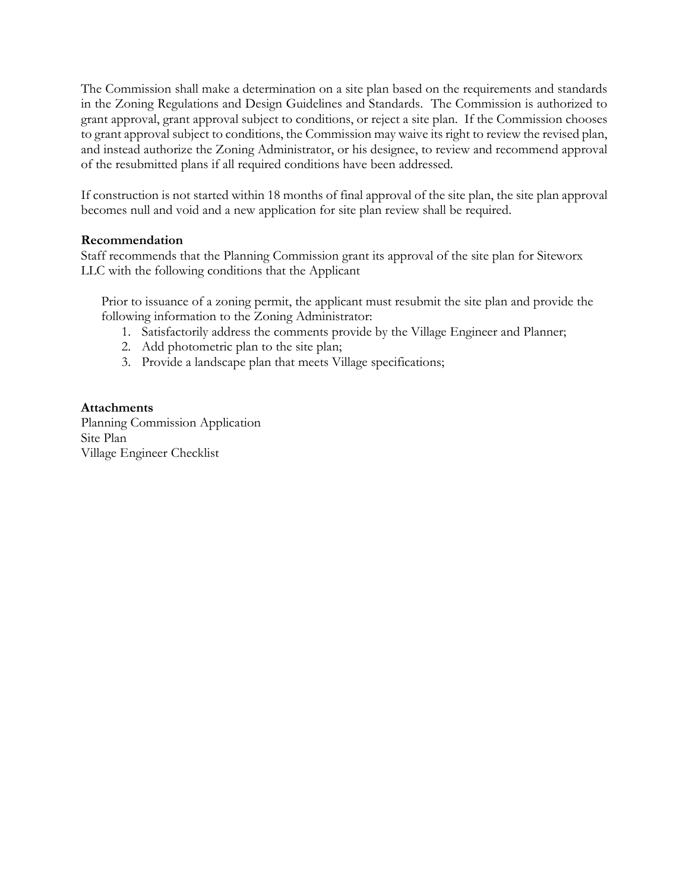The Commission shall make a determination on a site plan based on the requirements and standards in the Zoning Regulations and Design Guidelines and Standards. The Commission is authorized to grant approval, grant approval subject to conditions, or reject a site plan. If the Commission chooses to grant approval subject to conditions, the Commission may waive its right to review the revised plan, and instead authorize the Zoning Administrator, or his designee, to review and recommend approval of the resubmitted plans if all required conditions have been addressed.

If construction is not started within 18 months of final approval of the site plan, the site plan approval becomes null and void and a new application for site plan review shall be required.

**Recommendation**
Staff recommends that the Planning Commission grant its approval of the site plan for Siteworx LLC with the following conditions that the Applicant

Prior to issuance of a zoning permit, the applicant must resubmit the site plan and provide the following information to the Zoning Administrator:

1. Satisfactorily address the comments provide by the Village Engineer and Planner;
2. Add photometric plan to the site plan;
3. Provide a landscape plan that meets Village specifications;

**Attachments**
Planning Commission Application
Site Plan
Village Engineer Checklist